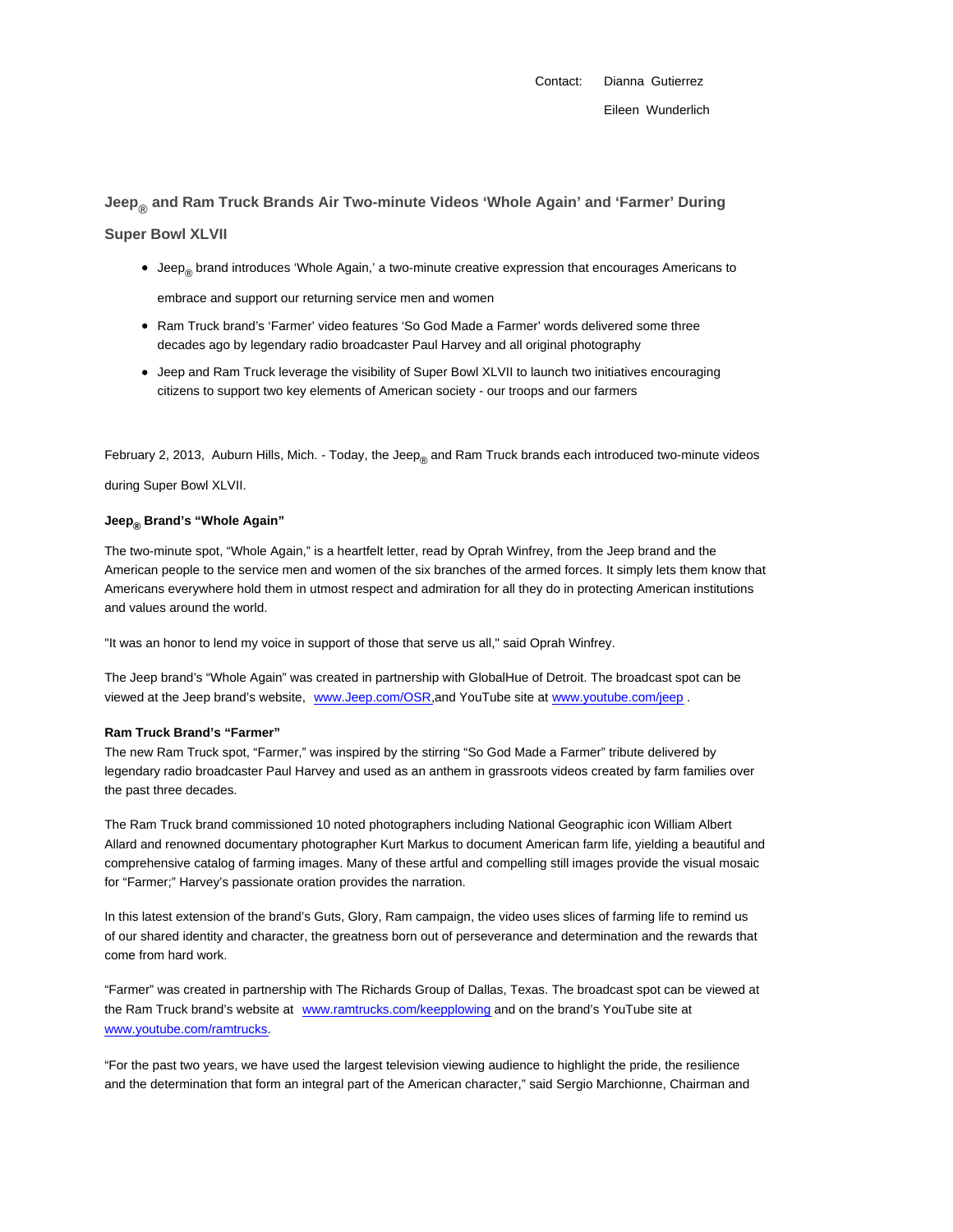Contact: Dianna Gutierrez

Eileen Wunderlich

## Jeep® and Ram Truck Brands Air Two-minute Videos 'Whole Again' and 'Farmer' During Super Bowl XLVII

- Jeep® brand introduces 'Whole Again,' a two-minute creative expression that encourages Americans to embrace and support our returning service men and women
- Ram Truck brand's 'Farmer' video features 'So God Made a Farmer' words delivered some three decades ago by legendary radio broadcaster Paul Harvey and all original photography
- Jeep and Ram Truck leverage the visibility of Super Bowl XLVII to launch two initiatives encouraging citizens to support two key elements of American society - our troops and our farmers

February 2, 2013, Auburn Hills, Mich. - Today, the Jeep® and Ram Truck brands each introduced two-minute videos during Super Bowl XLVII.

**Jeep® Brand's "Whole Again"**

The two-minute spot, "Whole Again," is a heartfelt letter, read by Oprah Winfrey, from the Jeep brand and the American people to the service men and women of the six branches of the armed forces. It simply lets them know that Americans everywhere hold them in utmost respect and admiration for all they do in protecting American institutions and values around the world.

"It was an honor to lend my voice in support of those that serve us all," said Oprah Winfrey.

The Jeep brand's "Whole Again" was created in partnership with GlobalHue of Detroit. The broadcast spot can be viewed at the Jeep brand's website, www.Jeep.com/OSR,and YouTube site at www.youtube.com/jeep .

**Ram Truck Brand's "Farmer"**

The new Ram Truck spot, "Farmer," was inspired by the stirring "So God Made a Farmer" tribute delivered by legendary radio broadcaster Paul Harvey and used as an anthem in grassroots videos created by farm families over the past three decades.

The Ram Truck brand commissioned 10 noted photographers including National Geographic icon William Albert Allard and renowned documentary photographer Kurt Markus to document American farm life, yielding a beautiful and comprehensive catalog of farming images. Many of these artful and compelling still images provide the visual mosaic for "Farmer;" Harvey's passionate oration provides the narration.

In this latest extension of the brand's Guts, Glory, Ram campaign, the video uses slices of farming life to remind us of our shared identity and character, the greatness born out of perseverance and determination and the rewards that come from hard work.

"Farmer" was created in partnership with The Richards Group of Dallas, Texas. The broadcast spot can be viewed at the Ram Truck brand's website at www.ramtrucks.com/keepplowing and on the brand's YouTube site at www.youtube.com/ramtrucks.

"For the past two years, we have used the largest television viewing audience to highlight the pride, the resilience and the determination that form an integral part of the American character," said Sergio Marchionne, Chairman and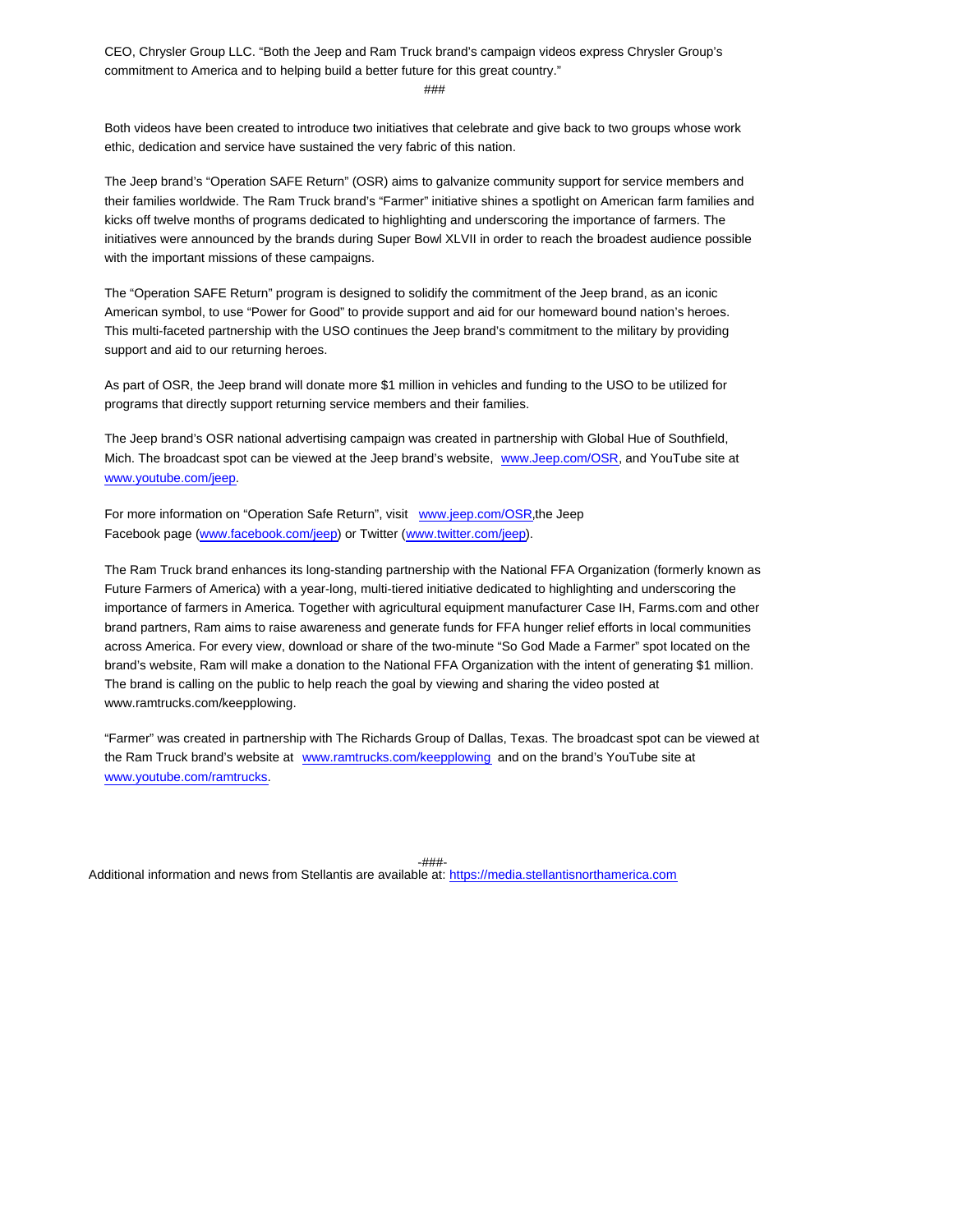CEO, Chrysler Group LLC. "Both the Jeep and Ram Truck brand's campaign videos express Chrysler Group's commitment to America and to helping build a better future for this great country."

###

Both videos have been created to introduce two initiatives that celebrate and give back to two groups whose work ethic, dedication and service have sustained the very fabric of this nation.

The Jeep brand's "Operation SAFE Return" (OSR) aims to galvanize community support for service members and their families worldwide. The Ram Truck brand's "Farmer" initiative shines a spotlight on American farm families and kicks off twelve months of programs dedicated to highlighting and underscoring the importance of farmers. The initiatives were announced by the brands during Super Bowl XLVII in order to reach the broadest audience possible with the important missions of these campaigns.

The "Operation SAFE Return" program is designed to solidify the commitment of the Jeep brand, as an iconic American symbol, to use "Power for Good" to provide support and aid for our homeward bound nation's heroes. This multi-faceted partnership with the USO continues the Jeep brand's commitment to the military by providing support and aid to our returning heroes.

As part of OSR, the Jeep brand will donate more $1 million in vehicles and funding to the USO to be utilized for programs that directly support returning service members and their families.

The Jeep brand's OSR national advertising campaign was created in partnership with Global Hue of Southfield, Mich. The broadcast spot can be viewed at the Jeep brand's website, www.Jeep.com/OSR, and YouTube site at www.youtube.com/jeep.

For more information on "Operation Safe Return", visit www.jeep.com/OSR,the Jeep Facebook page (www.facebook.com/jeep) or Twitter (www.twitter.com/jeep).

The Ram Truck brand enhances its long-standing partnership with the National FFA Organization (formerly known as Future Farmers of America) with a year-long, multi-tiered initiative dedicated to highlighting and underscoring the importance of farmers in America. Together with agricultural equipment manufacturer Case IH, Farms.com and other brand partners, Ram aims to raise awareness and generate funds for FFA hunger relief efforts in local communities across America. For every view, download or share of the two-minute "So God Made a Farmer" spot located on the brand's website, Ram will make a donation to the National FFA Organization with the intent of generating $1 million. The brand is calling on the public to help reach the goal by viewing and sharing the video posted at www.ramtrucks.com/keepplowing.

"Farmer" was created in partnership with The Richards Group of Dallas, Texas. The broadcast spot can be viewed at the Ram Truck brand's website at www.ramtrucks.com/keepplowing and on the brand's YouTube site at www.youtube.com/ramtrucks.

-###-

Additional information and news from Stellantis are available at: https://media.stellantisnorthamerica.com